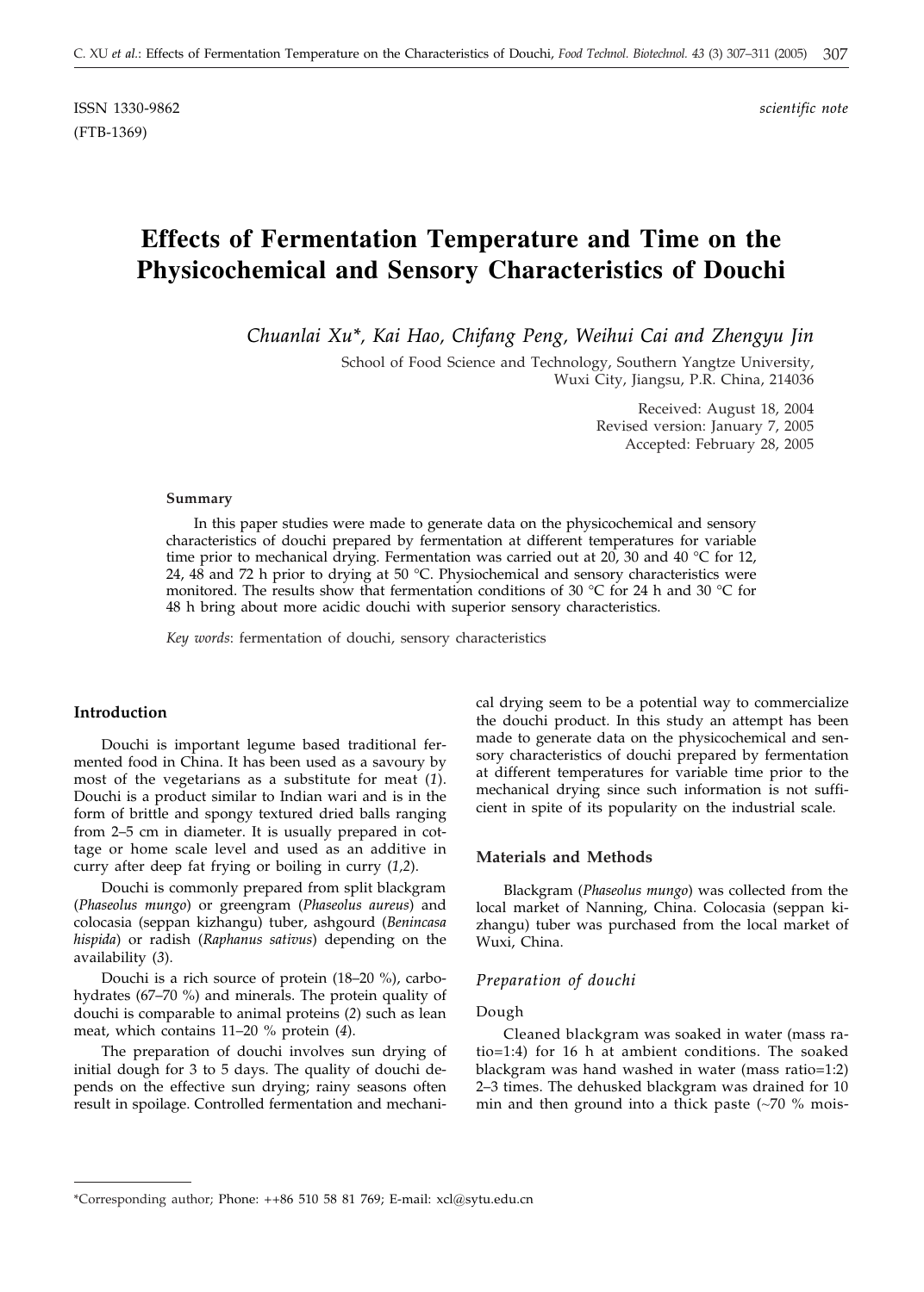ISSN 1330-9862 *scientific note*

(FTB-1369)

# Effects of Fermentation Temperature and Time on the Physicochemical and Sensory Characteristics of Douchi

*Chuanlai Xu\*, Kai Hao, Chifang Peng, Weihui Cai and Zhengyu Jin*

School of Food Science and Technology, Southern Yangtze University, Wuxi City, Jiangsu, P.R. China, 214036

Received: August 18, 2004
Revised version: January 7, 2005
Accepted: February 28, 2005

#### Summary

In this paper studies were made to generate data on the physicochemical and sensory characteristics of douchi prepared by fermentation at different temperatures for variable time prior to mechanical drying. Fermentation was carried out at 20, 30 and 40 °C for 12, 24, 48 and 72 h prior to drying at 50 °C. Physiochemical and sensory characteristics were monitored. The results show that fermentation conditions of 30 °C for 24 h and 30 °C for 48 h bring about more acidic douchi with superior sensory characteristics.

*Key words*: fermentation of douchi, sensory characteristics

## Introduction

Douchi is important legume based traditional fermented food in China. It has been used as a savoury by most of the vegetarians as a substitute for meat (*1*). Douchi is a product similar to Indian wari and is in the form of brittle and spongy textured dried balls ranging from 2–5 cm in diameter. It is usually prepared in cottage or home scale level and used as an additive in curry after deep fat frying or boiling in curry (*1,2*).

Douchi is commonly prepared from split blackgram (*Phaseolus mungo*) or greengram (*Phaseolus aureus*) and colocasia (seppan kizhangu) tuber, ashgourd (*Benincasa hispida*) or radish (*Raphanus sativus*) depending on the availability (*3*).

Douchi is a rich source of protein (18–20 %), carbohydrates (67–70 %) and minerals. The protein quality of douchi is comparable to animal proteins (*2*) such as lean meat, which contains 11–20 % protein (*4*).

The preparation of douchi involves sun drying of initial dough for 3 to 5 days. The quality of douchi depends on the effective sun drying; rainy seasons often result in spoilage. Controlled fermentation and mechanical drying seem to be a potential way to commercialize the douchi product. In this study an attempt has been made to generate data on the physicochemical and sensory characteristics of douchi prepared by fermentation at different temperatures for variable time prior to the mechanical drying since such information is not sufficient in spite of its popularity on the industrial scale.

## Materials and Methods

Blackgram (*Phaseolus mungo*) was collected from the local market of Nanning, China. Colocasia (seppan kizhangu) tuber was purchased from the local market of Wuxi, China.

### *Preparation of douchi*

Dough

Cleaned blackgram was soaked in water (mass ratio=1:4) for 16 h at ambient conditions. The soaked blackgram was hand washed in water (mass ratio=1:2) 2–3 times. The dehusked blackgram was drained for 10 min and then ground into a thick paste (~70 % mois-

\*Corresponding author; Phone: ++86 510 58 81 769; E-mail: xcl@sytu.edu.cn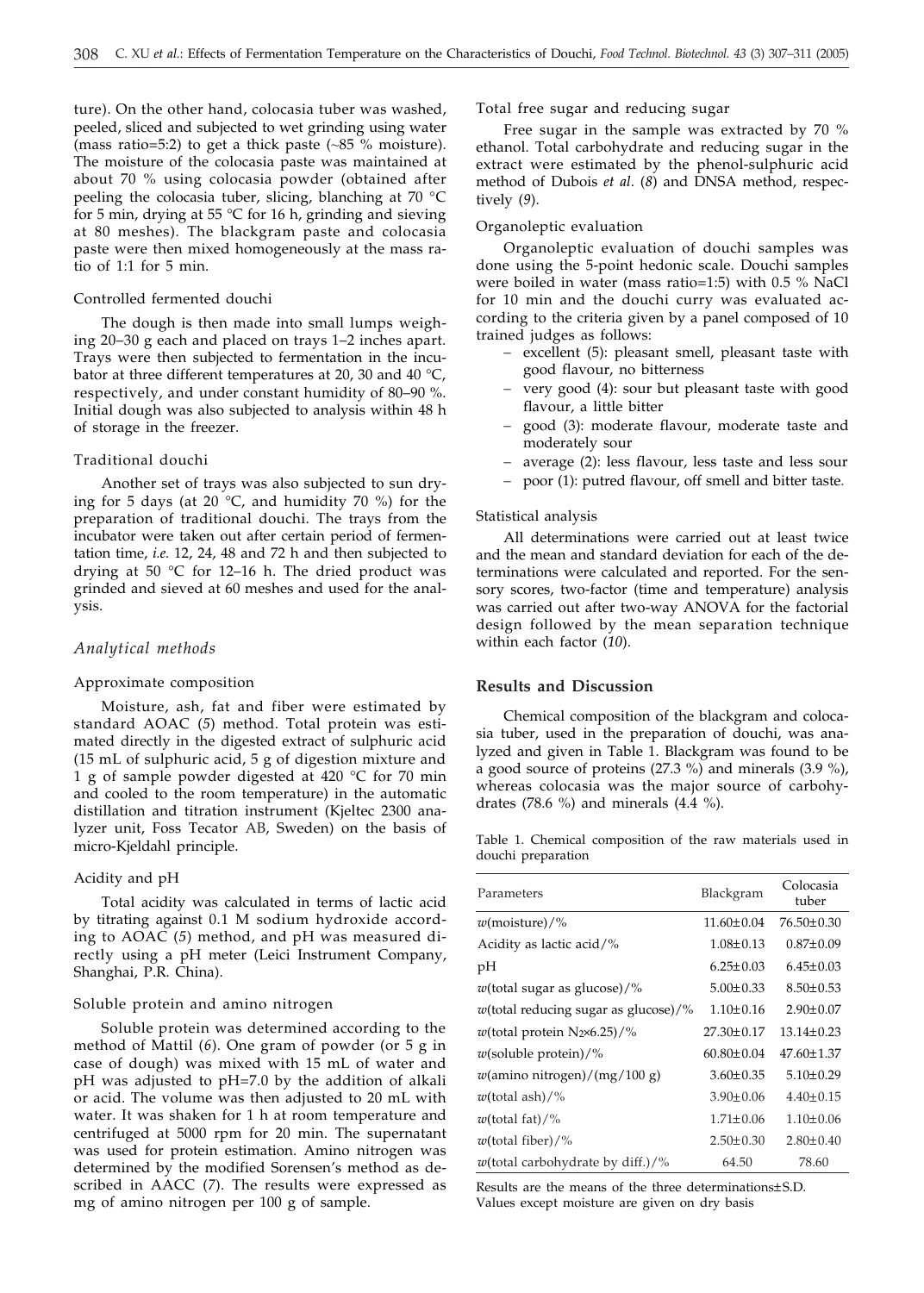ture). On the other hand, colocasia tuber was washed, peeled, sliced and subjected to wet grinding using water (mass ratio=5:2) to get a thick paste (~85 % moisture). The moisture of the colocasia paste was maintained at about 70 % using colocasia powder (obtained after peeling the colocasia tuber, slicing, blanching at 70 °C for 5 min, drying at 55 °C for 16 h, grinding and sieving at 80 meshes). The blackgram paste and colocasia paste were then mixed homogeneously at the mass ratio of 1:1 for 5 min.

### Controlled fermented douchi

The dough is then made into small lumps weighing 20–30 g each and placed on trays 1–2 inches apart. Trays were then subjected to fermentation in the incubator at three different temperatures at 20, 30 and 40 °C, respectively, and under constant humidity of 80–90 %. Initial dough was also subjected to analysis within 48 h of storage in the freezer.

### Traditional douchi

Another set of trays was also subjected to sun drying for 5 days (at 20 °C, and humidity 70 %) for the preparation of traditional douchi. The trays from the incubator were taken out after certain period of fermentation time, *i.e.* 12, 24, 48 and 72 h and then subjected to drying at 50 °C for 12–16 h. The dried product was grinded and sieved at 60 meshes and used for the analysis.

## *Analytical methods*

### Approximate composition

Moisture, ash, fat and fiber were estimated by standard AOAC (*5*) method. Total protein was estimated directly in the digested extract of sulphuric acid (15 mL of sulphuric acid, 5 g of digestion mixture and 1 g of sample powder digested at 420 °C for 70 min and cooled to the room temperature) in the automatic distillation and titration instrument (Kjeltec 2300 analyzer unit, Foss Tecator AB, Sweden) on the basis of micro-Kjeldahl principle.

### Acidity and pH

Total acidity was calculated in terms of lactic acid by titrating against 0.1 M sodium hydroxide according to AOAC (*5*) method, and pH was measured directly using a pH meter (Leici Instrument Company, Shanghai, P.R. China).

### Soluble protein and amino nitrogen

Soluble protein was determined according to the method of Mattil (*6*). One gram of powder (or 5 g in case of dough) was mixed with 15 mL of water and pH was adjusted to pH=7.0 by the addition of alkali or acid. The volume was then adjusted to 20 mL with water. It was shaken for 1 h at room temperature and centrifuged at 5000 rpm for 20 min. The supernatant was used for protein estimation. Amino nitrogen was determined by the modified Sorensen's method as described in AACC (*7*). The results were expressed as mg of amino nitrogen per 100 g of sample.

### Total free sugar and reducing sugar

Free sugar in the sample was extracted by 70 % ethanol. Total carbohydrate and reducing sugar in the extract were estimated by the phenol-sulphuric acid method of Dubois *et al*. (*8*) and DNSA method, respectively (*9*).

### Organoleptic evaluation

Organoleptic evaluation of douchi samples was done using the 5-point hedonic scale. Douchi samples were boiled in water (mass ratio=1:5) with 0.5 % NaCl for 10 min and the douchi curry was evaluated according to the criteria given by a panel composed of 10 trained judges as follows:

- excellent (5): pleasant smell, pleasant taste with good flavour, no bitterness
- very good (4): sour but pleasant taste with good flavour, a little bitter
- good (3): moderate flavour, moderate taste and moderately sour
- average (2): less flavour, less taste and less sour
- poor (1): putred flavour, off smell and bitter taste.

### Statistical analysis

All determinations were carried out at least twice and the mean and standard deviation for each of the determinations were calculated and reported. For the sensory scores, two-factor (time and temperature) analysis was carried out after two-way ANOVA for the factorial design followed by the mean separation technique within each factor (*10*).

## Results and Discussion

Chemical composition of the blackgram and colocasia tuber, used in the preparation of douchi, was analyzed and given in Table 1. Blackgram was found to be a good source of proteins (27.3 %) and minerals (3.9 %), whereas colocasia was the major source of carbohydrates (78.6 %) and minerals (4.4 %).

Table 1. Chemical composition of the raw materials used in douchi preparation

| Parameters | Blackgram | Colocasia tuber |
|---|---|---|
| $w$(moisture)/% | 11.60±0.04 | 76.50±0.30 |
| Acidity as lactic acid/% | 1.08±0.13 | 0.87±0.09 |
| pH | 6.25±0.03 | 6.45±0.03 |
| $w$(total sugar as glucose)/% | 5.00±0.33 | 8.50±0.53 |
| $w$(total reducing sugar as glucose)/% | 1.10±0.16 | 2.90±0.07 |
| $w$(total protein $N_2$×6.25)/% | 27.30±0.17 | 13.14±0.23 |
| $w$(soluble protein)/% | 60.80±0.04 | 47.60±1.37 |
| $w$(amino nitrogen)/(mg/100 g) | 3.60±0.35 | 5.10±0.29 |
| $w$(total ash)/% | 3.90±0.06 | 4.40±0.15 |
| $w$(total fat)/% | 1.71±0.06 | 1.10±0.06 |
| $w$(total fiber)/% | 2.50±0.30 | 2.80±0.40 |
| $w$(total carbohydrate by diff.)/% | 64.50 | 78.60 |

Results are the means of the three determinations±S.D.
Values except moisture are given on dry basis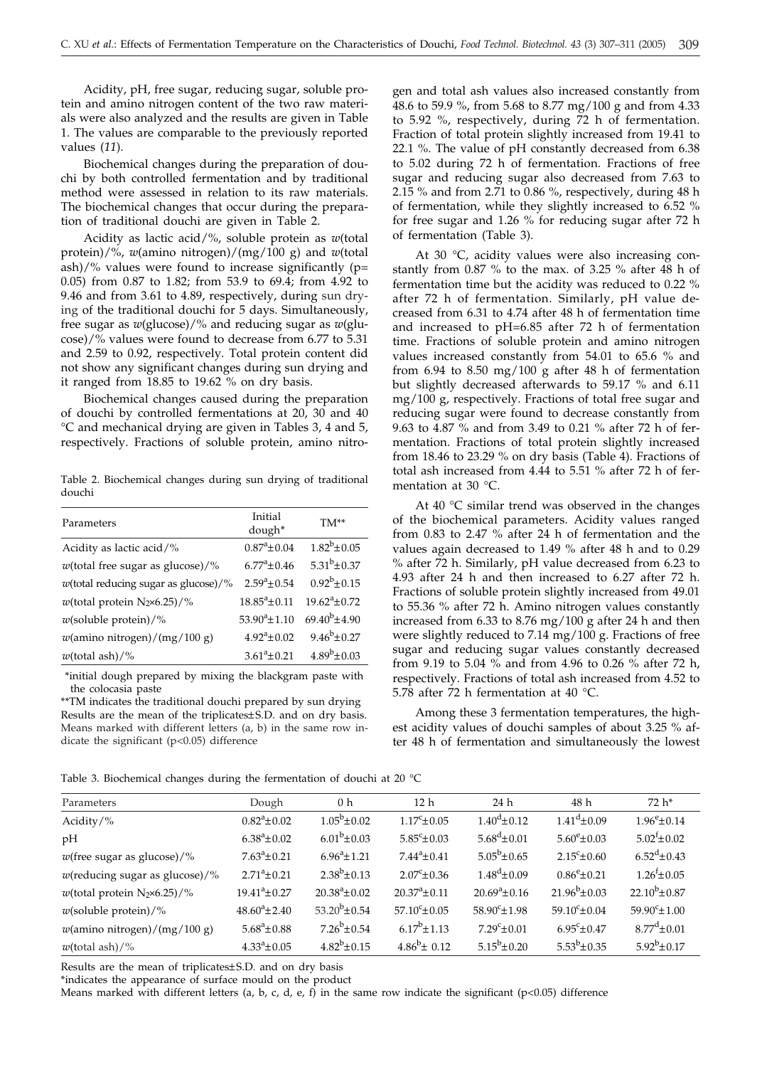Acidity, pH, free sugar, reducing sugar, soluble protein and amino nitrogen content of the two raw materials were also analyzed and the results are given in Table 1. The values are comparable to the previously reported values (*11*).

Biochemical changes during the preparation of douchi by both controlled fermentation and by traditional method were assessed in relation to its raw materials. The biochemical changes that occur during the preparation of traditional douchi are given in Table 2.

Acidity as lactic acid/%, soluble protein as *w*(total protein)/%, *w*(amino nitrogen)/(mg/100 g) and *w*(total ash)/% values were found to increase significantly ($p=0.05$) from 0.87 to 1.82; from 53.9 to 69.4; from 4.92 to 9.46 and from 3.61 to 4.89, respectively, during sun drying of the traditional douchi for 5 days. Simultaneously, free sugar as *w*(glucose)/% and reducing sugar as *w*(glucose)/% values were found to decrease from 6.77 to 5.31 and 2.59 to 0.92, respectively. Total protein content did not show any significant changes during sun drying and it ranged from 18.85 to 19.62 % on dry basis.

Biochemical changes caused during the preparation of douchi by controlled fermentations at 20, 30 and 40 °C and mechanical drying are given in Tables 3, 4 and 5, respectively. Fractions of soluble protein, amino nitrogen and total ash values also increased constantly from 48.6 to 59.9 %, from 5.68 to 8.77 mg/100 g and from 4.33 to 5.92 %, respectively, during 72 h of fermentation. Fraction of total protein slightly increased from 19.41 to 22.1 %. The value of pH constantly decreased from 6.38 to 5.02 during 72 h of fermentation. Fractions of free sugar and reducing sugar also decreased from 7.63 to 2.15 % and from 2.71 to 0.86 %, respectively, during 48 h of fermentation, while they slightly increased to 6.52 % for free sugar and 1.26 % for reducing sugar after 72 h of fermentation (Table 3).

Table 2. Biochemical changes during sun drying of traditional douchi

| Parameters | Initial dough* | TM** |
|---|---|---|
| Acidity as lactic acid/% | $0.87^{a}\pm0.04$ | $1.82^{b}\pm0.05$ |
| *w*(total free sugar as glucose)/% | $6.77^{a}\pm0.46$ | $5.31^{b}\pm0.37$ |
| *w*(total reducing sugar as glucose)/% | $2.59^{a}\pm0.54$ | $0.92^{b}\pm0.15$ |
| *w*(total protein $N_2\times6.25$)/% | $18.85^{a}\pm0.11$ | $19.62^{a}\pm0.72$ |
| *w*(soluble protein)/% | $53.90^{a}\pm1.10$ | $69.40^{b}\pm4.90$ |
| *w*(amino nitrogen)/(mg/100 g) | $4.92^{a}\pm0.02$ | $9.46^{b}\pm0.27$ |
| *w*(total ash)/% | $3.61^{a}\pm0.21$ | $4.89^{b}\pm0.03$ |

*initial dough prepared by mixing the blackgram paste with the colocasia paste

**TM indicates the traditional douchi prepared by sun drying

Results are the mean of the triplicates±S.D. and on dry basis. Means marked with different letters (a, b) in the same row indicate the significant ($p<0.05$) difference

At 30 °C, acidity values were also increasing constantly from 0.87 % to the max. of 3.25 % after 48 h of fermentation time but the acidity was reduced to 0.22 % after 72 h of fermentation. Similarly, pH value decreased from 6.31 to 4.74 after 48 h of fermentation time and increased to pH=6.85 after 72 h of fermentation time. Fractions of soluble protein and amino nitrogen values increased constantly from 54.01 to 65.6 % and from 6.94 to 8.50 mg/100 g after 48 h of fermentation but slightly decreased afterwards to 59.17 % and 6.11 mg/100 g, respectively. Fractions of total free sugar and reducing sugar were found to decrease constantly from 9.63 to 4.87 % and from 3.49 to 0.21 % after 72 h of fermentation. Fractions of total protein slightly increased from 18.46 to 23.29 % on dry basis (Table 4). Fractions of total ash increased from 4.44 to 5.51 % after 72 h of fermentation at 30 °C.

At 40 °C similar trend was observed in the changes of the biochemical parameters. Acidity values ranged from 0.83 to 2.47 % after 24 h of fermentation and the values again decreased to 1.49 % after 48 h and to 0.29 % after 72 h. Similarly, pH value decreased from 6.23 to 4.93 after 24 h and then increased to 6.27 after 72 h. Fractions of soluble protein slightly increased from 49.01 to 55.36 % after 72 h. Amino nitrogen values constantly increased from 6.33 to 8.76 mg/100 g after 24 h and then were slightly reduced to 7.14 mg/100 g. Fractions of free sugar and reducing sugar values constantly decreased from 9.19 to 5.04 % and from 4.96 to 0.26 % after 72 h, respectively. Fractions of total ash increased from 4.52 to 5.78 after 72 h fermentation at 40 °C.

Among these 3 fermentation temperatures, the highest acidity values of douchi samples of about 3.25 % after 48 h of fermentation and simultaneously the lowest

Table 3. Biochemical changes during the fermentation of douchi at 20 °C

| Parameters | Dough | 0 h | 12 h | 24 h | 48 h | 72 h* |
|---|---|---|---|---|---|---|
| Acidity/% | $0.82^{a}\pm0.02$ | $1.05^{b}\pm0.02$ | $1.17^{c}\pm0.05$ | $1.40^{d}\pm0.12$ | $1.41^{d}\pm0.09$ | $1.96^{e}\pm0.14$ |
| pH | $6.38^{a}\pm0.02$ | $6.01^{b}\pm0.03$ | $5.85^{c}\pm0.03$ | $5.68^{d}\pm0.01$ | $5.60^{e}\pm0.03$ | $5.02^{f}\pm0.02$ |
| *w*(free sugar as glucose)/% | $7.63^{a}\pm0.21$ | $6.96^{a}\pm1.21$ | $7.44^{a}\pm0.41$ | $5.05^{b}\pm0.65$ | $2.15^{c}\pm0.60$ | $6.52^{d}\pm0.43$ |
| *w*(reducing sugar as glucose)/% | $2.71^{a}\pm0.21$ | $2.38^{b}\pm0.13$ | $2.07^{c}\pm0.36$ | $1.48^{d}\pm0.09$ | $0.86^{e}\pm0.21$ | $1.26^{f}\pm0.05$ |
| *w*(total protein $N_2\times6.25$)/% | $19.41^{a}\pm0.27$ | $20.38^{a}\pm0.02$ | $20.37^{a}\pm0.11$ | $20.69^{a}\pm0.16$ | $21.96^{b}\pm0.03$ | $22.10^{b}\pm0.87$ |
| *w*(soluble protein)/% | $48.60^{a}\pm2.40$ | $53.20^{b}\pm0.54$ | $57.10^{c}\pm0.05$ | $58.90^{c}\pm1.98$ | $59.10^{c}\pm0.04$ | $59.90^{c}\pm1.00$ |
| *w*(amino nitrogen)/(mg/100 g) | $5.68^{a}\pm0.88$ | $7.26^{b}\pm0.54$ | $6.17^{b}\pm1.13$ | $7.29^{c}\pm0.01$ | $6.95^{c}\pm0.47$ | $8.77^{d}\pm0.01$ |
| *w*(total ash)/% | $4.33^{a}\pm0.05$ | $4.82^{b}\pm0.15$ | $4.86^{b}\pm0.12$ | $5.15^{b}\pm0.20$ | $5.53^{b}\pm0.35$ | $5.92^{b}\pm0.17$ |

Results are the mean of triplicates±S.D. and on dry basis

*indicates the appearance of surface mould on the product

Means marked with different letters (a, b, c, d, e, f) in the same row indicate the significant ($p<0.05$) difference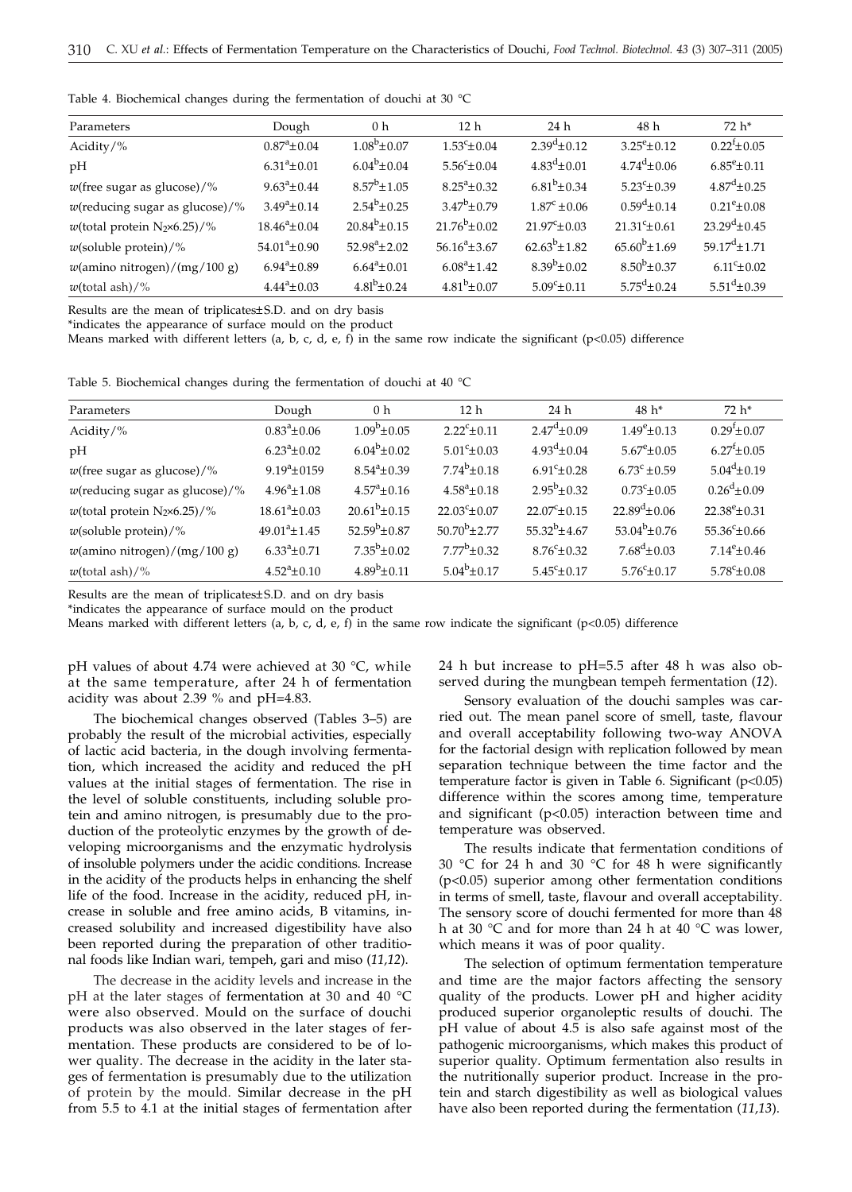Table 4. Biochemical changes during the fermentation of douchi at 30 °C

| Parameters | Dough | 0 h | 12 h | 24 h | 48 h | 72 h* |
|---|---|---|---|---|---|---|
| Acidity/% | $0.87^a$±0.04 | $1.08^b$±0.07 | $1.53^c$±0.04 | $2.39^d$±0.12 | $3.25^e$±0.12 | $0.22^f$±0.05 |
| pH | $6.31^a$±0.01 | $6.04^b$±0.04 | $5.56^c$±0.04 | $4.83^d$±0.01 | $4.74^d$±0.06 | $6.85^e$±0.11 |
| $w$(free sugar as glucose)/% | $9.63^a$±0.44 | $8.57^b$±1.05 | $8.25^a$±0.32 | $6.81^b$±0.34 | $5.23^c$±0.39 | $4.87^d$±0.25 |
| $w$(reducing sugar as glucose)/% | $3.49^a$±0.14 | $2.54^b$±0.25 | $3.47^b$±0.79 | $1.87^c$±0.06 | $0.59^d$±0.14 | $0.21^e$±0.08 |
| $w$(total protein $N_2$×6.25)/% | $18.46^a$±0.04 | $20.84^b$±0.15 | $21.76^b$±0.02 | $21.97^c$±0.03 | $21.31^c$±0.61 | $23.29^d$±0.45 |
| $w$(soluble protein)/% | $54.01^a$±0.90 | $52.98^a$±2.02 | $56.16^a$±3.67 | $62.63^b$±1.82 | $65.60^b$±1.69 | $59.17^d$±1.71 |
| $w$(amino nitrogen)/(mg/100 g) | $6.94^a$±0.89 | $6.64^a$±0.01 | $6.08^a$±1.42 | $8.39^b$±0.02 | $8.50^b$±0.37 | $6.11^c$±0.02 |
| $w$(total ash)/% | $4.44^a$±0.03 | $4.8l^b$±0.24 | $4.81^b$±0.07 | $5.09^c$±0.11 | $5.75^d$±0.24 | $5.51^d$±0.39 |

Results are the mean of triplicates±S.D. and on dry basis

*indicates the appearance of surface mould on the product

Means marked with different letters (a, b, c, d, e, f) in the same row indicate the significant (p<0.05) difference

Table 5. Biochemical changes during the fermentation of douchi at 40 °C

| Parameters | Dough | 0 h | 12 h | 24 h | 48 h* | 72 h* |
|---|---|---|---|---|---|---|
| Acidity/% | $0.83^a$±0.06 | $1.09^b$±0.05 | $2.22^c$±0.11 | $2.47^d$±0.09 | $1.49^e$±0.13 | $0.29^f$±0.07 |
| pH | $6.23^a$±0.02 | $6.04^b$±0.02 | $5.01^c$±0.03 | $4.93^d$±0.04 | $5.67^e$±0.05 | $6.27^f$±0.05 |
| $w$(free sugar as glucose)/% | $9.19^a$±0159 | $8.54^a$±0.39 | $7.74^b$±0.18 | $6.91^c$±0.28 | $6.73^c$±0.59 | $5.04^d$±0.19 |
| $w$(reducing sugar as glucose)/% | $4.96^a$±1.08 | $4.57^a$±0.16 | $4.58^a$±0.18 | $2.95^b$±0.32 | $0.73^c$±0.05 | $0.26^d$±0.09 |
| $w$(total protein $N_2$×6.25)/% | $18.61^a$±0.03 | $20.61^b$±0.15 | $22.03^c$±0.07 | $22.07^c$±0.15 | $22.89^d$±0.06 | $22.38^e$±0.31 |
| $w$(soluble protein)/% | $49.01^a$±1.45 | $52.59^b$±0.87 | $50.70^b$±2.77 | $55.32^b$±4.67 | $53.04^b$±0.76 | $55.36^c$±0.66 |
| $w$(amino nitrogen)/(mg/100 g) | $6.33^a$±0.71 | $7.35^b$±0.02 | $7.77^b$±0.32 | $8.76^c$±0.32 | $7.68^d$±0.03 | $7.14^e$±0.46 |
| $w$(total ash)/% | $4.52^a$±0.10 | $4.89^b$±0.11 | $5.04^b$±0.17 | $5.45^c$±0.17 | $5.76^c$±0.17 | $5.78^c$±0.08 |

Results are the mean of triplicates±S.D. and on dry basis

*indicates the appearance of surface mould on the product

Means marked with different letters (a, b, c, d, e, f) in the same row indicate the significant (p<0.05) difference

pH values of about 4.74 were achieved at 30 °C, while at the same temperature, after 24 h of fermentation acidity was about 2.39 % and pH=4.83.

The biochemical changes observed (Tables 3–5) are probably the result of the microbial activities, especially of lactic acid bacteria, in the dough involving fermentation, which increased the acidity and reduced the pH values at the initial stages of fermentation. The rise in the level of soluble constituents, including soluble protein and amino nitrogen, is presumably due to the production of the proteolytic enzymes by the growth of developing microorganisms and the enzymatic hydrolysis of insoluble polymers under the acidic conditions. Increase in the acidity of the products helps in enhancing the shelf life of the food. Increase in the acidity, reduced pH, increase in soluble and free amino acids, B vitamins, increased solubility and increased digestibility have also been reported during the preparation of other traditional foods like Indian wari, tempeh, gari and miso (*11,12*).

The decrease in the acidity levels and increase in the pH at the later stages of fermentation at 30 and 40 °C were also observed. Mould on the surface of douchi products was also observed in the later stages of fermentation. These products are considered to be of lower quality. The decrease in the acidity in the later stages of fermentation is presumably due to the utilization of protein by the mould. Similar decrease in the pH from 5.5 to 4.1 at the initial stages of fermentation after 24 h but increase to pH=5.5 after 48 h was also observed during the mungbean tempeh fermentation (*12*).

Sensory evaluation of the douchi samples was carried out. The mean panel score of smell, taste, flavour and overall acceptability following two-way ANOVA for the factorial design with replication followed by mean separation technique between the time factor and the temperature factor is given in Table 6. Significant (p<0.05) difference within the scores among time, temperature and significant (p<0.05) interaction between time and temperature was observed.

The results indicate that fermentation conditions of 30 °C for 24 h and 30 °C for 48 h were significantly (p<0.05) superior among other fermentation conditions in terms of smell, taste, flavour and overall acceptability. The sensory score of douchi fermented for more than 48 h at 30 °C and for more than 24 h at 40 °C was lower, which means it was of poor quality.

The selection of optimum fermentation temperature and time are the major factors affecting the sensory quality of the products. Lower pH and higher acidity produced superior organoleptic results of douchi. The pH value of about 4.5 is also safe against most of the pathogenic microorganisms, which makes this product of superior quality. Optimum fermentation also results in the nutritionally superior product. Increase in the protein and starch digestibility as well as biological values have also been reported during the fermentation (*11,13*).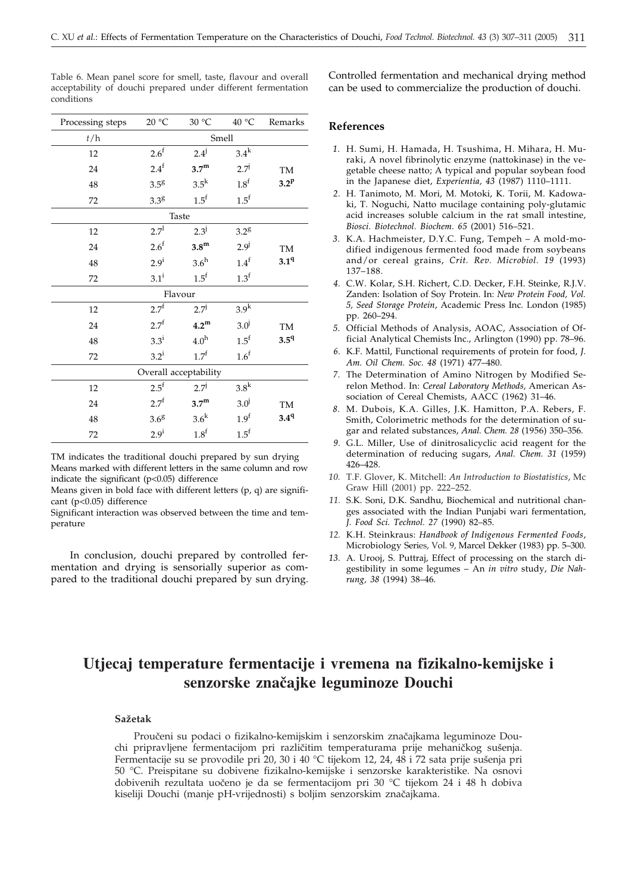Table 6. Mean panel score for smell, taste, flavour and overall acceptability of douchi prepared under different fermentation conditions

| Processing steps | 20 °C | 30 °C | 40 °C | Remarks |
|---|---|---|---|---|
| $t$/h | Smell | | | |
| 12 | $2.6^{f}$ | $2.4^{j}$ | $3.4^{k}$ | |
| 24 | $2.4^{f}$ | $\mathbf{3.7^{m}}$ | $2.7^{j}$ | TM |
| 48 | $3.5^{g}$ | $3.5^{k}$ | $1.8^{f}$ | $\mathbf{3.2^{p}}$ |
| 72 | $3.3^{g}$ | $1.5^{f}$ | $1.5^{f}$ | |
| | Taste | | | |
| 12 | $2.7^{l}$ | $2.3^{j}$ | $3.2^{g}$ | |
| 24 | $2.6^{f}$ | $\mathbf{3.8^{m}}$ | $2.9^{j}$ | TM |
| 48 | $2.9^{i}$ | $3.6^{h}$ | $1.4^{f}$ | $\mathbf{3.1^{q}}$ |
| 72 | $3.1^{i}$ | $1.5^{f}$ | $1.3^{f}$ | |
| | Flavour | | | |
| 12 | $2.7^{f}$ | $2.7^{j}$ | $3.9^{k}$ | |
| 24 | $2.7^{f}$ | $\mathbf{4.2^{m}}$ | $3.0^{j}$ | TM |
| 48 | $3.3^{i}$ | $4.0^{h}$ | $1.5^{f}$ | $\mathbf{3.5^{q}}$ |
| 72 | $3.2^{i}$ | $1.7^{f}$ | $1.6^{f}$ | |
| | Overall acceptability | | | |
| 12 | $2.5^{f}$ | $2.7^{j}$ | $3.8^{k}$ | |
| 24 | $2.7^{f}$ | $\mathbf{3.7^{m}}$ | $3.0^{j}$ | TM |
| 48 | $3.6^{g}$ | $3.6^{k}$ | $1.9^{f}$ | $\mathbf{3.4^{q}}$ |
| 72 | $2.9^{i}$ | $1.8^{f}$ | $1.5^{f}$ | |

TM indicates the traditional douchi prepared by sun drying

Means marked with different letters in the same column and row indicate the significant ($p<0.05$) difference

Means given in bold face with different letters (p, q) are significant ($p<0.05$) difference

Significant interaction was observed between the time and temperature

In conclusion, douchi prepared by controlled fermentation and drying is sensorially superior as compared to the traditional douchi prepared by sun drying. Controlled fermentation and mechanical drying method can be used to commercialize the production of douchi.

## References

1. H. Sumi, H. Hamada, H. Tsushima, H. Mihara, H. Muraki, A novel fibrinolytic enzyme (nattokinase) in the vegetable cheese natto; A typical and popular soybean food in the Japanese diet, *Experientia, 43* (1987) 1110–1111.
2. H. Tanimoto, M. Mori, M. Motoki, K. Torii, M. Kadowaki, T. Noguchi, Natto mucilage containing poly-glutamic acid increases soluble calcium in the rat small intestine, *Biosci. Biotechnol. Biochem. 65* (2001) 516–521.
3. K.A. Hachmeister, D.Y.C. Fung, Tempeh – A mold-modified indigenous fermented food made from soybeans and/or cereal grains, *Crit. Rev. Microbiol. 19* (1993) 137–188.
4. C.W. Kolar, S.H. Richert, C.D. Decker, F.H. Steinke, R.J.V. Zanden: Isolation of Soy Protein. In: *New Protein Food, Vol. 5, Seed Storage Protein*, Academic Press Inc. London (1985) pp. 260–294.
5. Official Methods of Analysis, AOAC, Association of Official Analytical Chemists Inc., Arlington (1990) pp. 78–96.
6. K.F. Mattil, Functional requirements of protein for food, *J. Am. Oil Chem. Soc. 48* (1971) 477–480.
7. The Determination of Amino Nitrogen by Modified Serelon Method. In: *Cereal Laboratory Methods*, American Association of Cereal Chemists, AACC (1962) 31–46.
8. M. Dubois, K.A. Gilles, J.K. Hamitton, P.A. Rebers, F. Smith, Colorimetric methods for the determination of sugar and related substances, *Anal. Chem. 28* (1956) 350–356.
9. G.L. Miller, Use of dinitrosalicyclic acid reagent for the determination of reducing sugars, *Anal. Chem. 31* (1959) 426–428.
10. T.F. Glover, K. Mitchell: *An Introduction to Biostatistics*, Mc Graw Hill (2001) pp. 222–252.
11. S.K. Soni, D.K. Sandhu, Biochemical and nutritional changes associated with the Indian Punjabi wari fermentation, *J. Food Sci. Technol. 27* (1990) 82–85.
12. K.H. Steinkraus: *Handbook of Indigenous Fermented Foods*, Microbiology Series, Vol. 9, Marcel Dekker (1983) pp. 5–300.
13. A. Urooj, S. Puttraj, Effect of processing on the starch digestibility in some legumes – An *in vitro* study, *Die Nahrung, 38* (1994) 38–46.

# Utjecaj temperature fermentacije i vremena na fizikalno-kemijske i senzorske značajke leguminoze Douchi

### Sažetak

Proučeni su podaci o fizikalno-kemijskim i senzorskim značajkama leguminoze Douchi pripravljene fermentacijom pri različitim temperaturama prije mehaničkog sušenja. Fermentacije su se provodile pri 20, 30 i 40 °C tijekom 12, 24, 48 i 72 sata prije sušenja pri 50 °C. Preispitane su dobivene fizikalno-kemijske i senzorske karakteristike. Na osnovi dobivenih rezultata uočeno je da se fermentacijom pri 30 °C tijekom 24 i 48 h dobiva kiseliji Douchi (manje pH-vrijednosti) s boljim senzorskim značajkama.